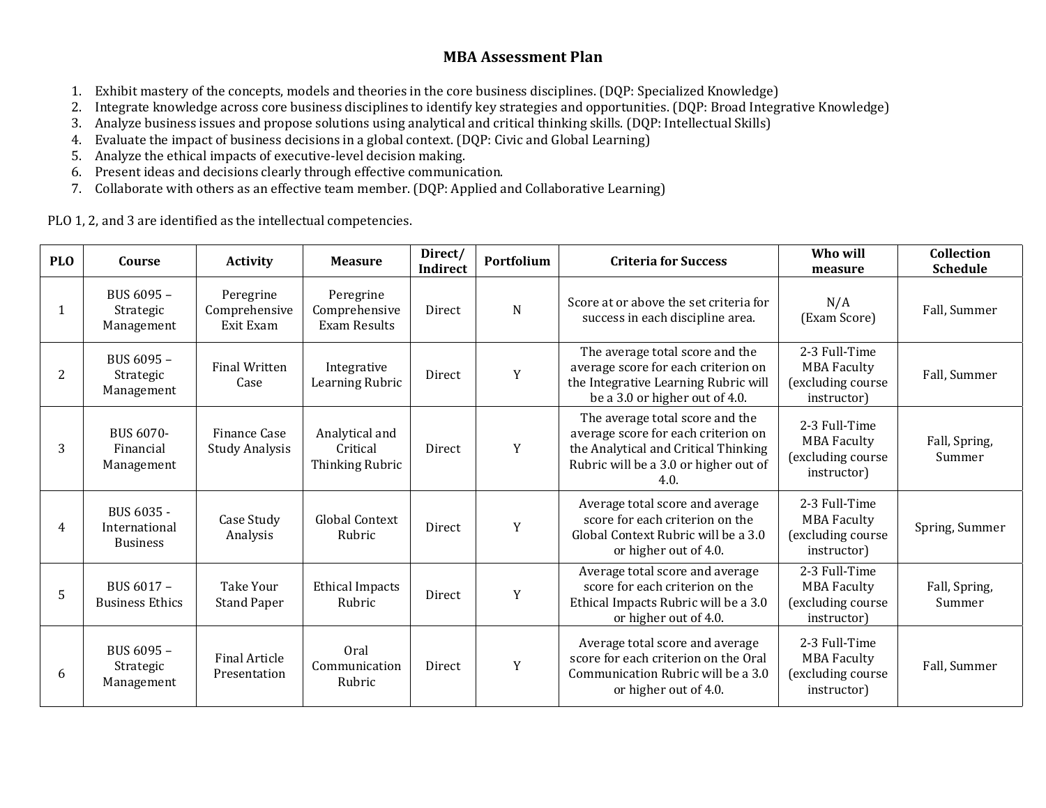# MBA Assessment Plan

1. Exhibit mastery of the concepts, models and theories in the core business disciplines. (DQP: Specialized Knowledge)
2. Integrate knowledge across core business disciplines to identify key strategies and opportunities. (DQP: Broad Integrative Knowledge)
3. Analyze business issues and propose solutions using analytical and critical thinking skills. (DQP: Intellectual Skills)
4. Evaluate the impact of business decisions in a global context. (DQP: Civic and Global Learning)
5. Analyze the ethical impacts of executive-level decision making.
6. Present ideas and decisions clearly through effective communication.
7. Collaborate with others as an effective team member. (DQP: Applied and Collaborative Learning)

PLO 1, 2, and 3 are identified as the intellectual competencies.

| PLO | Course | Activity | Measure | Direct/ Indirect | Portfolium | Criteria for Success | Who will measure | Collection Schedule |
|---|---|---|---|---|---|---|---|---|
| 1 | BUS 6095 – Strategic Management | Peregrine Comprehensive Exit Exam | Peregrine Comprehensive Exam Results | Direct | N | Score at or above the set criteria for success in each discipline area. | N/A (Exam Score) | Fall, Summer |
| 2 | BUS 6095 – Strategic Management | Final Written Case | Integrative Learning Rubric | Direct | Y | The average total score and the average score for each criterion on the Integrative Learning Rubric will be a 3.0 or higher out of 4.0. | 2-3 Full-Time MBA Faculty (excluding course instructor) | Fall, Summer |
| 3 | BUS 6070- Financial Management | Finance Case Study Analysis | Analytical and Critical Thinking Rubric | Direct | Y | The average total score and the average score for each criterion on the Analytical and Critical Thinking Rubric will be a 3.0 or higher out of 4.0. | 2-3 Full-Time MBA Faculty (excluding course instructor) | Fall, Spring, Summer |
| 4 | BUS 6035 - International Business | Case Study Analysis | Global Context Rubric | Direct | Y | Average total score and average score for each criterion on the Global Context Rubric will be a 3.0 or higher out of 4.0. | 2-3 Full-Time MBA Faculty (excluding course instructor) | Spring, Summer |
| 5 | BUS 6017 – Business Ethics | Take Your Stand Paper | Ethical Impacts Rubric | Direct | Y | Average total score and average score for each criterion on the Ethical Impacts Rubric will be a 3.0 or higher out of 4.0. | 2-3 Full-Time MBA Faculty (excluding course instructor) | Fall, Spring, Summer |
| 6 | BUS 6095 – Strategic Management | Final Article Presentation | Oral Communication Rubric | Direct | Y | Average total score and average score for each criterion on the Oral Communication Rubric will be a 3.0 or higher out of 4.0. | 2-3 Full-Time MBA Faculty (excluding course instructor) | Fall, Summer |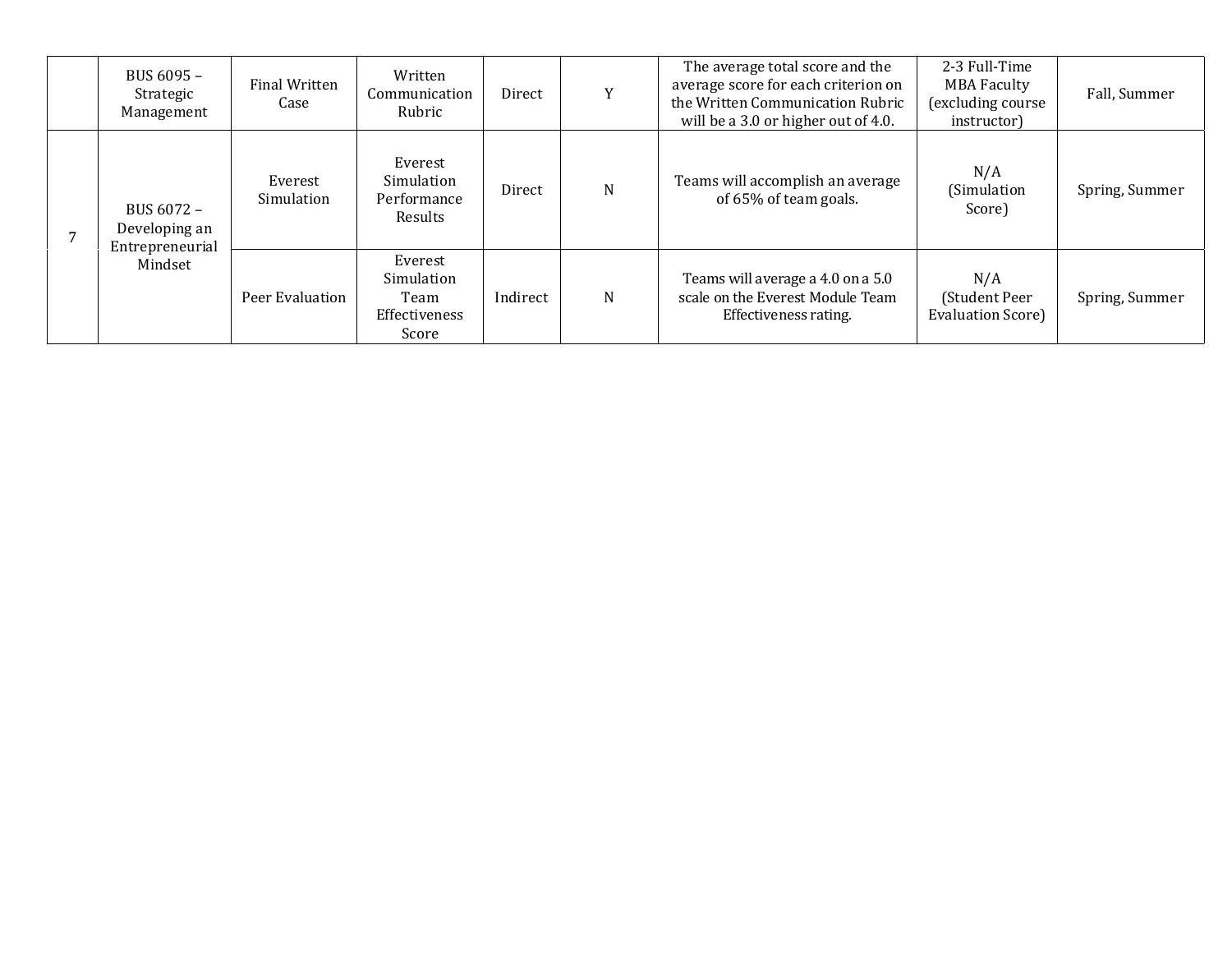| | | | | | | | | |
|---|---|---|---|---|---|---|---|---|
| | BUS 6095 – Strategic Management | Final Written Case | Written Communication Rubric | Direct | Y | The average total score and the average score for each criterion on the Written Communication Rubric will be a 3.0 or higher out of 4.0. | 2-3 Full-Time MBA Faculty (excluding course instructor) | Fall, Summer |
| 7 | BUS 6072 – Developing an Entrepreneurial Mindset | Everest Simulation | Everest Simulation Performance Results | Direct | N | Teams will accomplish an average of 65% of team goals. | N/A (Simulation Score) | Spring, Summer |
| | | Peer Evaluation | Everest Simulation Team Effectiveness Score | Indirect | N | Teams will average a 4.0 on a 5.0 scale on the Everest Module Team Effectiveness rating. | N/A (Student Peer Evaluation Score) | Spring, Summer |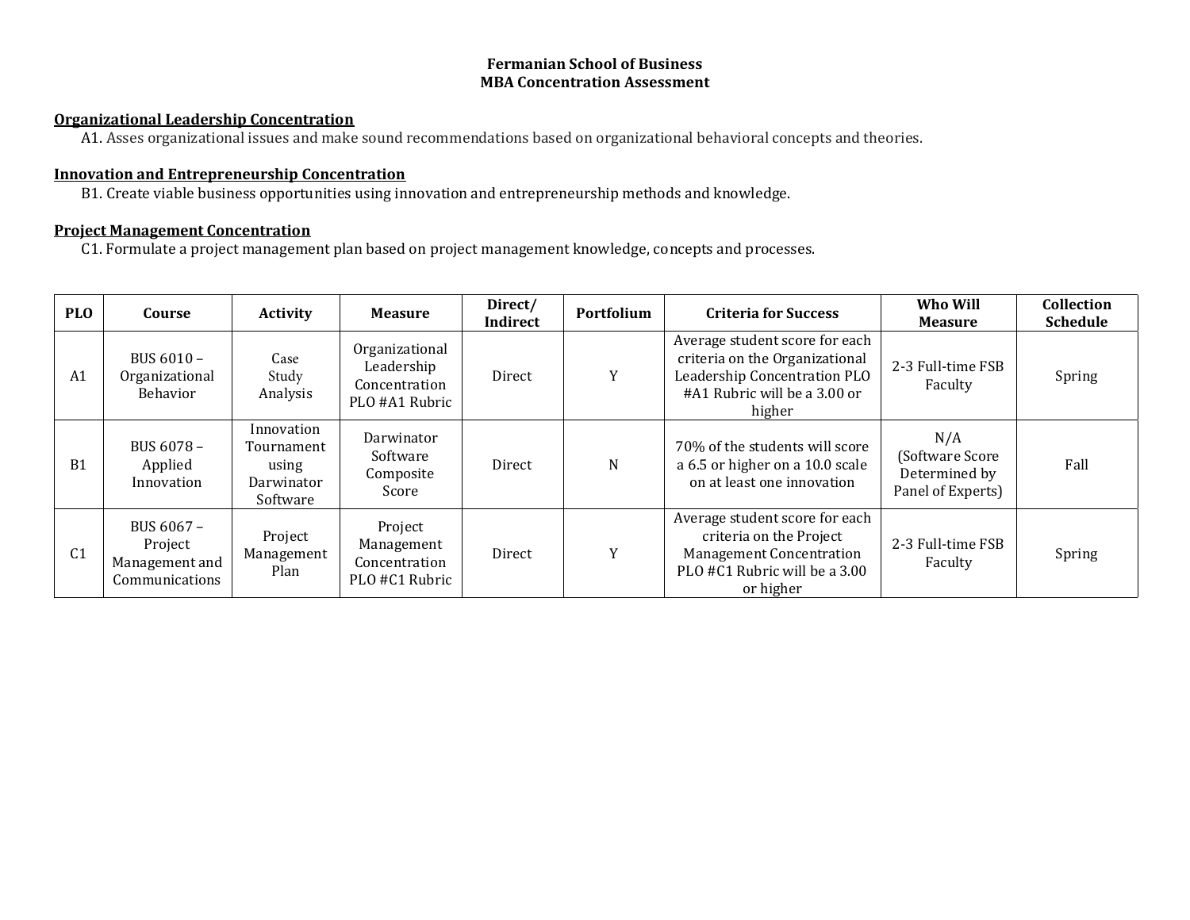**Fermanian School of Business**
**MBA Concentration Assessment**

**Organizational Leadership Concentration**

A1. Asses organizational issues and make sound recommendations based on organizational behavioral concepts and theories.

**Innovation and Entrepreneurship Concentration**

B1. Create viable business opportunities using innovation and entrepreneurship methods and knowledge.

**Project Management Concentration**

C1. Formulate a project management plan based on project management knowledge, concepts and processes.

| PLO | Course | Activity | Measure | Direct/ Indirect | Portfolium | Criteria for Success | Who Will Measure | Collection Schedule |
|---|---|---|---|---|---|---|---|---|
| A1 | BUS 6010 – Organizational Behavior | Case Study Analysis | Organizational Leadership Concentration PLO #A1 Rubric | Direct | Y | Average student score for each criteria on the Organizational Leadership Concentration PLO #A1 Rubric will be a 3.00 or higher | 2-3 Full-time FSB Faculty | Spring |
| B1 | BUS 6078 – Applied Innovation | Innovation Tournament using Darwinator Software | Darwinator Software Composite Score | Direct | N | 70% of the students will score a 6.5 or higher on a 10.0 scale on at least one innovation | N/A (Software Score Determined by Panel of Experts) | Fall |
| C1 | BUS 6067 – Project Management and Communications | Project Management Plan | Project Management Concentration PLO #C1 Rubric | Direct | Y | Average student score for each criteria on the Project Management Concentration PLO #C1 Rubric will be a 3.00 or higher | 2-3 Full-time FSB Faculty | Spring |